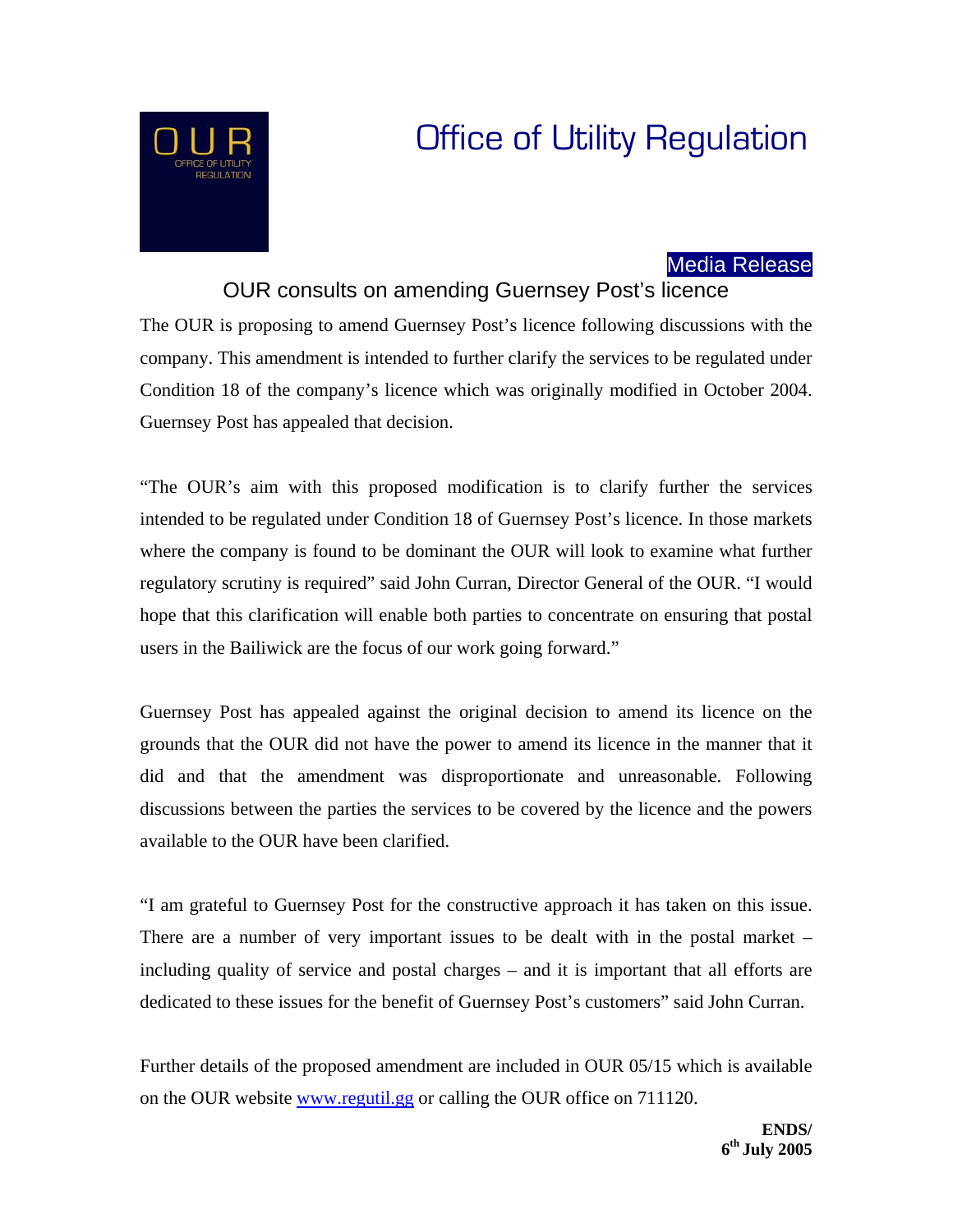# Office of Utility Regulation

**Media Release**

## OUR consults on amending Guernsey Post's licence

The OUR is proposing to amend Guernsey Post's licence following discussions with the company. This amendment is intended to further clarify the services to be regulated under Condition 18 of the company's licence which was originally modified in October 2004. Guernsey Post has appealed that decision.

"The OUR's aim with this proposed modification is to clarify further the services intended to be regulated under Condition 18 of Guernsey Post's licence. In those markets where the company is found to be dominant the OUR will look to examine what further regulatory scrutiny is required" said John Curran, Director General of the OUR. "I would hope that this clarification will enable both parties to concentrate on ensuring that postal users in the Bailiwick are the focus of our work going forward."

Guernsey Post has appealed against the original decision to amend its licence on the grounds that the OUR did not have the power to amend its licence in the manner that it did and that the amendment was disproportionate and unreasonable. Following discussions between the parties the services to be covered by the licence and the powers available to the OUR have been clarified.

"I am grateful to Guernsey Post for the constructive approach it has taken on this issue. There are a number of very important issues to be dealt with in the postal market – including quality of service and postal charges – and it is important that all efforts are dedicated to these issues for the benefit of Guernsey Post's customers" said John Curran.

Further details of the proposed amendment are included in OUR 05/15 which is available on the OUR website www.regutil.gg or calling the OUR office on 711120.

**ENDS/**
**6th July 2005**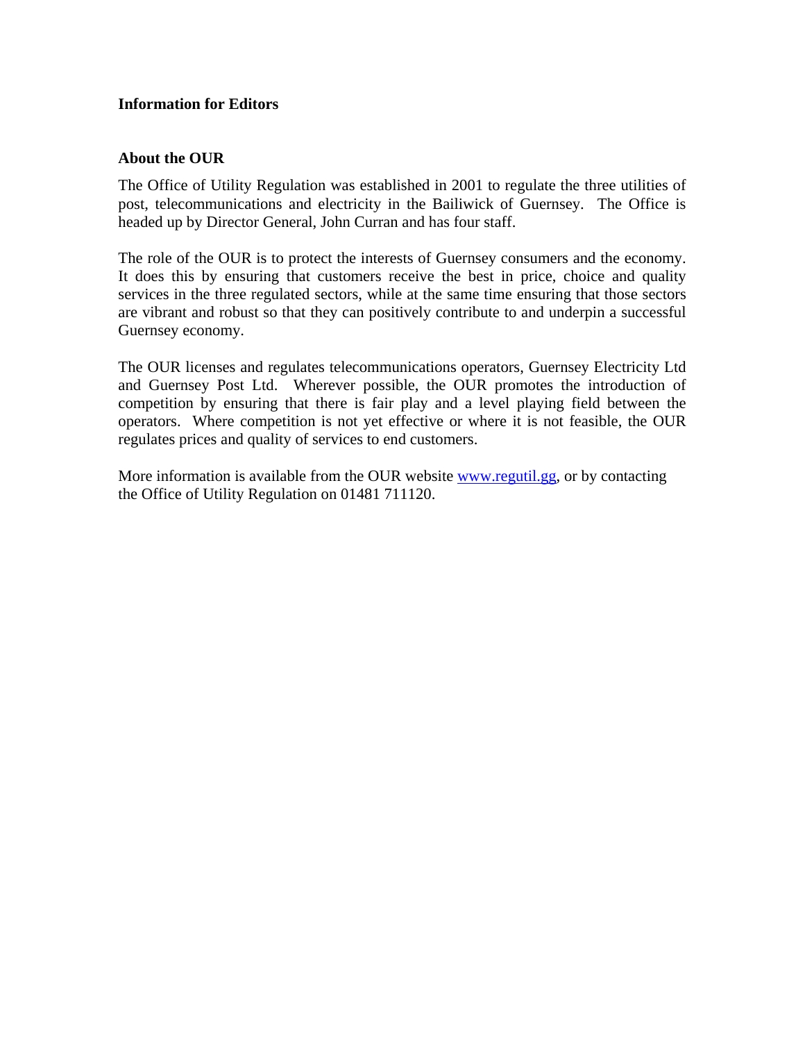**Information for Editors**

**About the OUR**

The Office of Utility Regulation was established in 2001 to regulate the three utilities of post, telecommunications and electricity in the Bailiwick of Guernsey. The Office is headed up by Director General, John Curran and has four staff.

The role of the OUR is to protect the interests of Guernsey consumers and the economy. It does this by ensuring that customers receive the best in price, choice and quality services in the three regulated sectors, while at the same time ensuring that those sectors are vibrant and robust so that they can positively contribute to and underpin a successful Guernsey economy.

The OUR licenses and regulates telecommunications operators, Guernsey Electricity Ltd and Guernsey Post Ltd. Wherever possible, the OUR promotes the introduction of competition by ensuring that there is fair play and a level playing field between the operators. Where competition is not yet effective or where it is not feasible, the OUR regulates prices and quality of services to end customers.

More information is available from the OUR website [www.regutil.gg](http://www.regutil.gg), or by contacting the Office of Utility Regulation on 01481 711120.